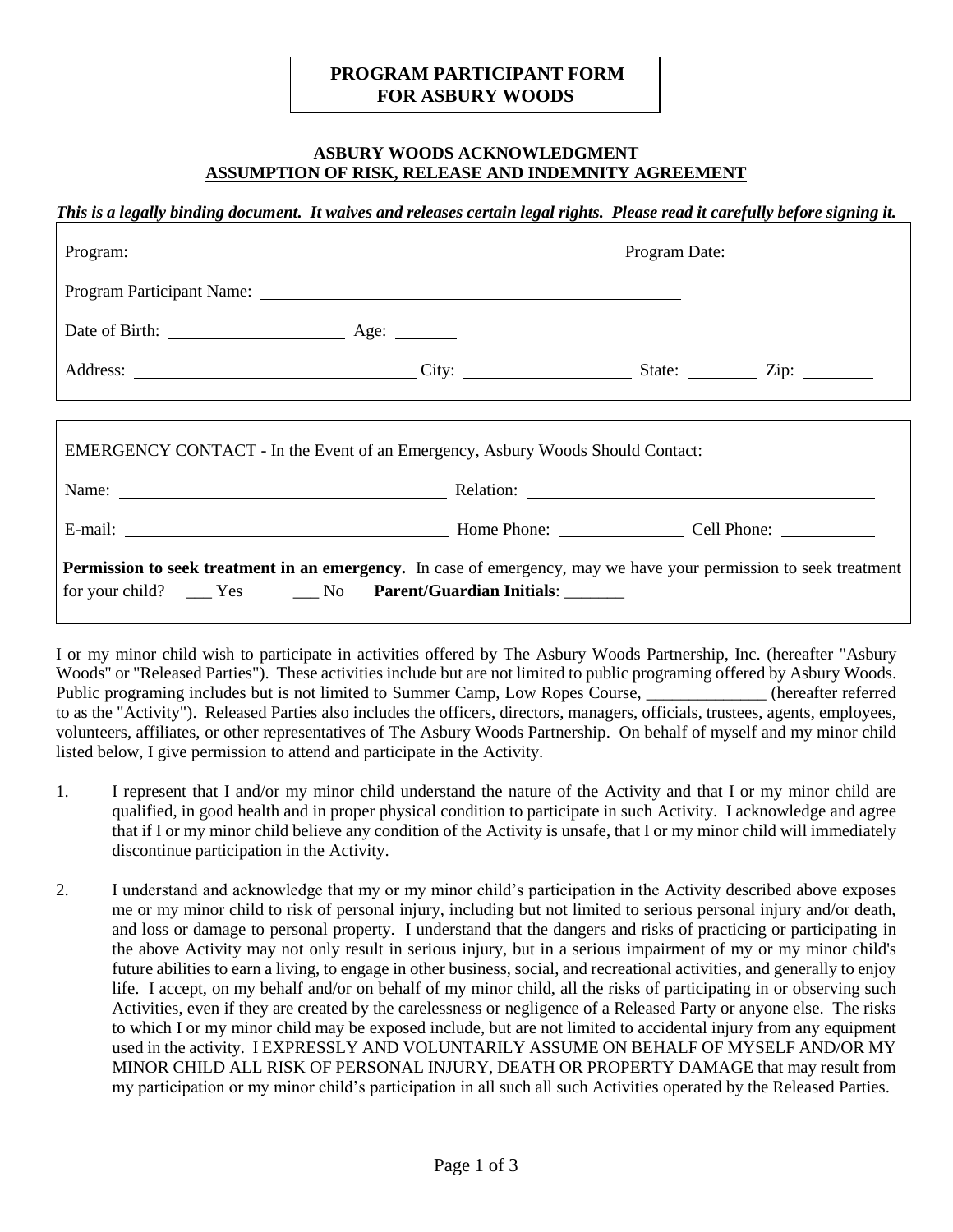# PROGRAM PARTICIPANT FORM FOR ASBURY WOODS

## ASBURY WOODS ACKNOWLEDGMENT ASSUMPTION OF RISK, RELEASE AND INDEMNITY AGREEMENT

***This is a legally binding document. It waives and releases certain legal rights. Please read it carefully before signing it.***

Program: ______________________________________________ Program Date: ____________

Program Participant Name: ____________________________________________

Date of Birth: __________________ Age: _______

Address: ______________________________ City: __________________ State: ________ Zip: ________

EMERGENCY CONTACT - In the Event of an Emergency, Asbury Woods Should Contact:

Name: ____________________________________ Relation: ____________________________________

E-mail: ____________________________________ Home Phone: ______________ Cell Phone: ___________

**Permission to seek treatment in an emergency.** In case of emergency, may we have your permission to seek treatment for your child? ___ Yes ___ No **Parent/Guardian Initials**: _______

I or my minor child wish to participate in activities offered by The Asbury Woods Partnership, Inc. (hereafter "Asbury Woods" or "Released Parties"). These activities include but are not limited to public programing offered by Asbury Woods. Public programing includes but is not limited to Summer Camp, Low Ropes Course, ______________ (hereafter referred to as the "Activity"). Released Parties also includes the officers, directors, managers, officials, trustees, agents, employees, volunteers, affiliates, or other representatives of The Asbury Woods Partnership. On behalf of myself and my minor child listed below, I give permission to attend and participate in the Activity.

1. I represent that I and/or my minor child understand the nature of the Activity and that I or my minor child are qualified, in good health and in proper physical condition to participate in such Activity. I acknowledge and agree that if I or my minor child believe any condition of the Activity is unsafe, that I or my minor child will immediately discontinue participation in the Activity.

2. I understand and acknowledge that my or my minor child's participation in the Activity described above exposes me or my minor child to risk of personal injury, including but not limited to serious personal injury and/or death, and loss or damage to personal property. I understand that the dangers and risks of practicing or participating in the above Activity may not only result in serious injury, but in a serious impairment of my or my minor child's future abilities to earn a living, to engage in other business, social, and recreational activities, and generally to enjoy life. I accept, on my behalf and/or on behalf of my minor child, all the risks of participating in or observing such Activities, even if they are created by the carelessness or negligence of a Released Party or anyone else. The risks to which I or my minor child may be exposed include, but are not limited to accidental injury from any equipment used in the activity. I EXPRESSLY AND VOLUNTARILY ASSUME ON BEHALF OF MYSELF AND/OR MY MINOR CHILD ALL RISK OF PERSONAL INJURY, DEATH OR PROPERTY DAMAGE that may result from my participation or my minor child's participation in all such all such Activities operated by the Released Parties.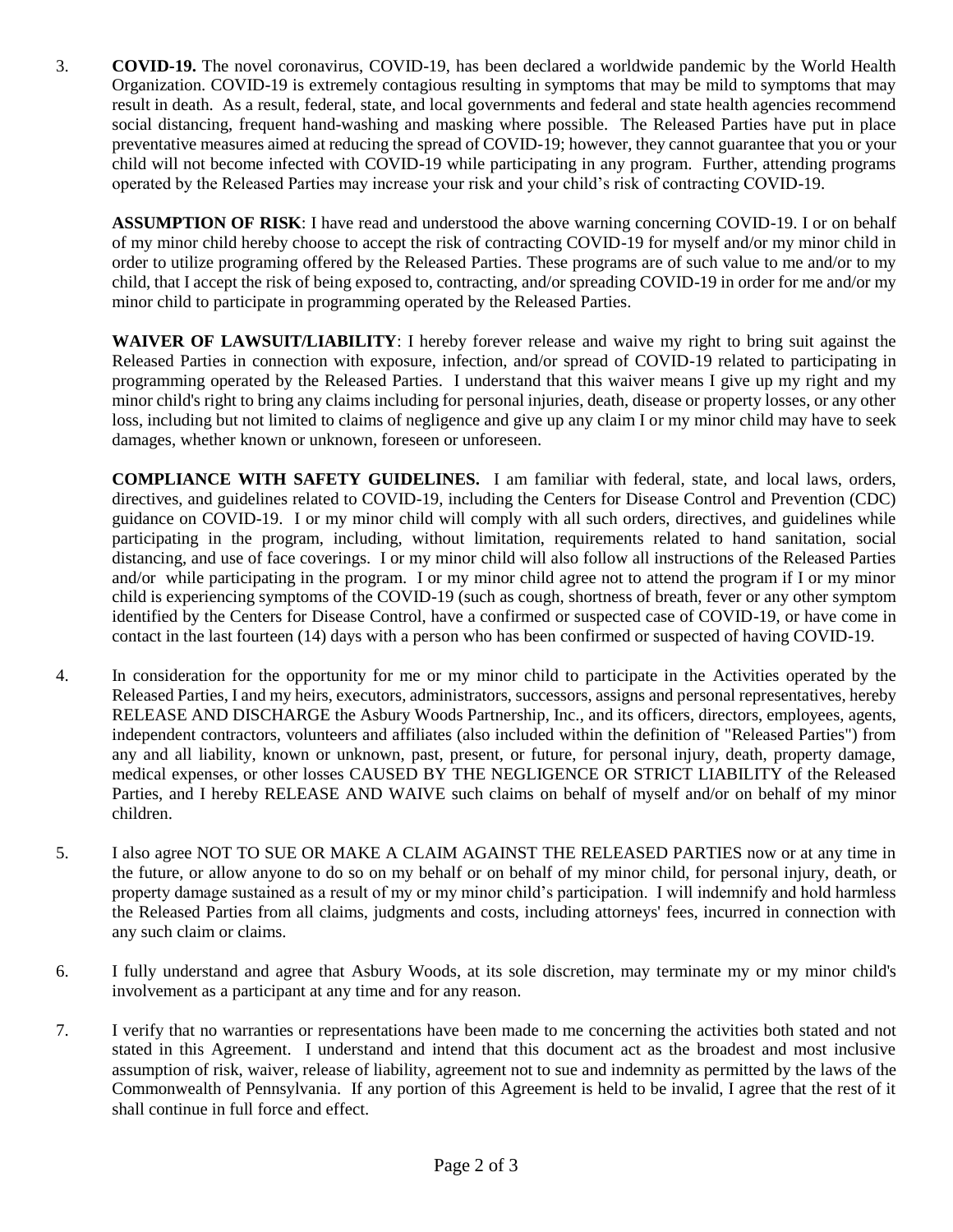3. **COVID-19.** The novel coronavirus, COVID-19, has been declared a worldwide pandemic by the World Health Organization. COVID-19 is extremely contagious resulting in symptoms that may be mild to symptoms that may result in death. As a result, federal, state, and local governments and federal and state health agencies recommend social distancing, frequent hand-washing and masking where possible. The Released Parties have put in place preventative measures aimed at reducing the spread of COVID-19; however, they cannot guarantee that you or your child will not become infected with COVID-19 while participating in any program. Further, attending programs operated by the Released Parties may increase your risk and your child's risk of contracting COVID-19.

   **ASSUMPTION OF RISK**: I have read and understood the above warning concerning COVID-19. I or on behalf of my minor child hereby choose to accept the risk of contracting COVID-19 for myself and/or my minor child in order to utilize programing offered by the Released Parties. These programs are of such value to me and/or to my child, that I accept the risk of being exposed to, contracting, and/or spreading COVID-19 in order for me and/or my minor child to participate in programming operated by the Released Parties.

   **WAIVER OF LAWSUIT/LIABILITY**: I hereby forever release and waive my right to bring suit against the Released Parties in connection with exposure, infection, and/or spread of COVID-19 related to participating in programming operated by the Released Parties. I understand that this waiver means I give up my right and my minor child's right to bring any claims including for personal injuries, death, disease or property losses, or any other loss, including but not limited to claims of negligence and give up any claim I or my minor child may have to seek damages, whether known or unknown, foreseen or unforeseen.

   **COMPLIANCE WITH SAFETY GUIDELINES.** I am familiar with federal, state, and local laws, orders, directives, and guidelines related to COVID-19, including the Centers for Disease Control and Prevention (CDC) guidance on COVID-19. I or my minor child will comply with all such orders, directives, and guidelines while participating in the program, including, without limitation, requirements related to hand sanitation, social distancing, and use of face coverings. I or my minor child will also follow all instructions of the Released Parties and/or while participating in the program. I or my minor child agree not to attend the program if I or my minor child is experiencing symptoms of the COVID-19 (such as cough, shortness of breath, fever or any other symptom identified by the Centers for Disease Control, have a confirmed or suspected case of COVID-19, or have come in contact in the last fourteen (14) days with a person who has been confirmed or suspected of having COVID-19.

4. In consideration for the opportunity for me or my minor child to participate in the Activities operated by the Released Parties, I and my heirs, executors, administrators, successors, assigns and personal representatives, hereby RELEASE AND DISCHARGE the Asbury Woods Partnership, Inc., and its officers, directors, employees, agents, independent contractors, volunteers and affiliates (also included within the definition of "Released Parties") from any and all liability, known or unknown, past, present, or future, for personal injury, death, property damage, medical expenses, or other losses CAUSED BY THE NEGLIGENCE OR STRICT LIABILITY of the Released Parties, and I hereby RELEASE AND WAIVE such claims on behalf of myself and/or on behalf of my minor children.

5. I also agree NOT TO SUE OR MAKE A CLAIM AGAINST THE RELEASED PARTIES now or at any time in the future, or allow anyone to do so on my behalf or on behalf of my minor child, for personal injury, death, or property damage sustained as a result of my or my minor child's participation. I will indemnify and hold harmless the Released Parties from all claims, judgments and costs, including attorneys' fees, incurred in connection with any such claim or claims.

6. I fully understand and agree that Asbury Woods, at its sole discretion, may terminate my or my minor child's involvement as a participant at any time and for any reason.

7. I verify that no warranties or representations have been made to me concerning the activities both stated and not stated in this Agreement. I understand and intend that this document act as the broadest and most inclusive assumption of risk, waiver, release of liability, agreement not to sue and indemnity as permitted by the laws of the Commonwealth of Pennsylvania. If any portion of this Agreement is held to be invalid, I agree that the rest of it shall continue in full force and effect.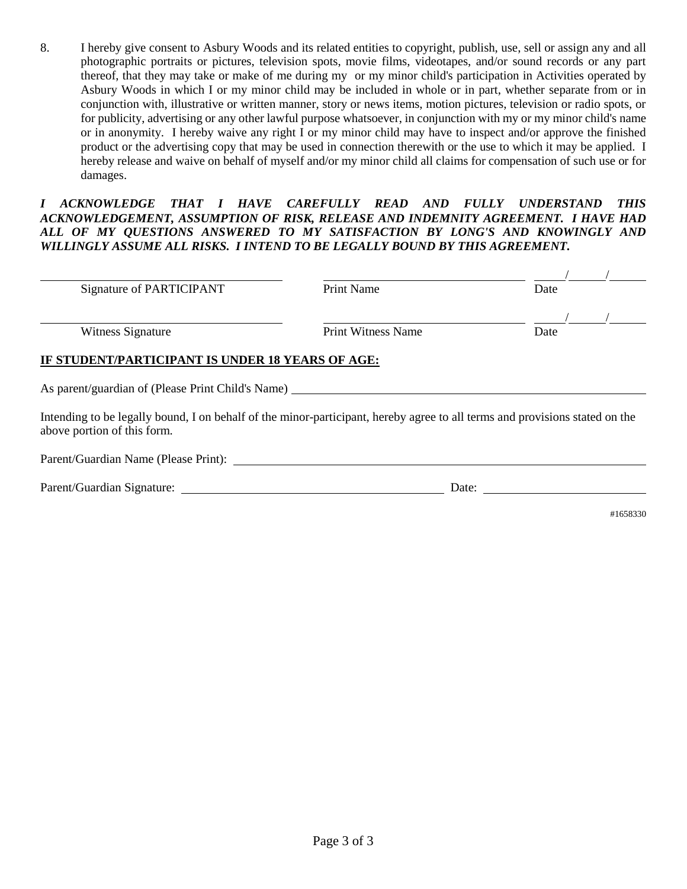8. I hereby give consent to Asbury Woods and its related entities to copyright, publish, use, sell or assign any and all photographic portraits or pictures, television spots, movie films, videotapes, and/or sound records or any part thereof, that they may take or make of me during my or my minor child's participation in Activities operated by Asbury Woods in which I or my minor child may be included in whole or in part, whether separate from or in conjunction with, illustrative or written manner, story or news items, motion pictures, television or radio spots, or for publicity, advertising or any other lawful purpose whatsoever, in conjunction with my or my minor child's name or in anonymity. I hereby waive any right I or my minor child may have to inspect and/or approve the finished product or the advertising copy that may be used in connection therewith or the use to which it may be applied. I hereby release and waive on behalf of myself and/or my minor child all claims for compensation of such use or for damages.

***I ACKNOWLEDGE THAT I HAVE CAREFULLY READ AND FULLY UNDERSTAND THIS ACKNOWLEDGEMENT, ASSUMPTION OF RISK, RELEASE AND INDEMNITY AGREEMENT. I HAVE HAD ALL OF MY QUESTIONS ANSWERED TO MY SATISFACTION BY LONG'S AND KNOWINGLY AND WILLINGLY ASSUME ALL RISKS. I INTEND TO BE LEGALLY BOUND BY THIS AGREEMENT.***

| | | |
|---|---|---|
| ______________________________ | ______________________________ | _____/_____/_____ |
| Signature of PARTICIPANT | Print Name | Date |
| ______________________________ | ______________________________ | _____/_____/_____ |
| Witness Signature | Print Witness Name | Date |

**IF STUDENT/PARTICIPANT IS UNDER 18 YEARS OF AGE:**

As parent/guardian of (Please Print Child's Name) ______________________________

Intending to be legally bound, I on behalf of the minor-participant, hereby agree to all terms and provisions stated on the above portion of this form.

Parent/Guardian Name (Please Print): ______________________________

Parent/Guardian Signature: ______________________________ Date: ______________

#1658330